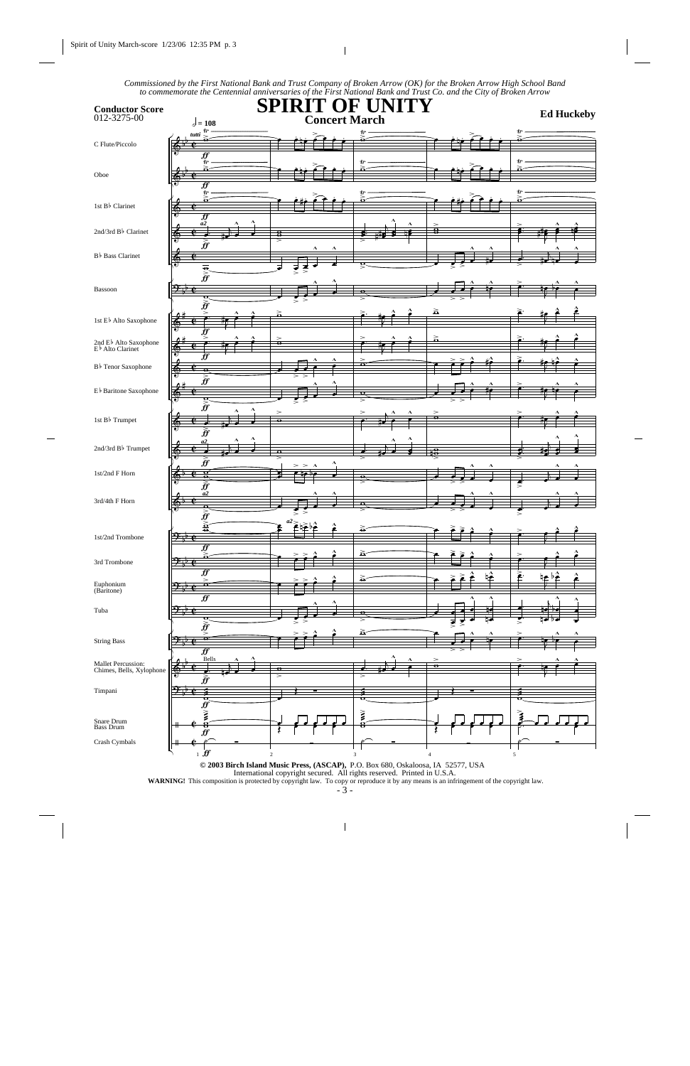*Commissioned by the First National Bank and Trust Company of Broken Arrow (OK) for the Broken Arrow High School Band to commemorate the Centennial anniversaries of the First National Bank and Trust Co. and the City of Broken Arrow*

**Conductor Score**
012-3275-00

# SPIRIT OF UNITY

## Concert March

**Ed Huckeby**

**© 2003 Birch Island Music Press, (ASCAP),** P.O. Box 680, Oskaloosa, IA 52577, USA
International copyright secured. All rights reserved. Printed in U.S.A.
**WARNING!** This composition is protected by copyright law. To copy or reproduce it by any means is an infringement of the copyright law.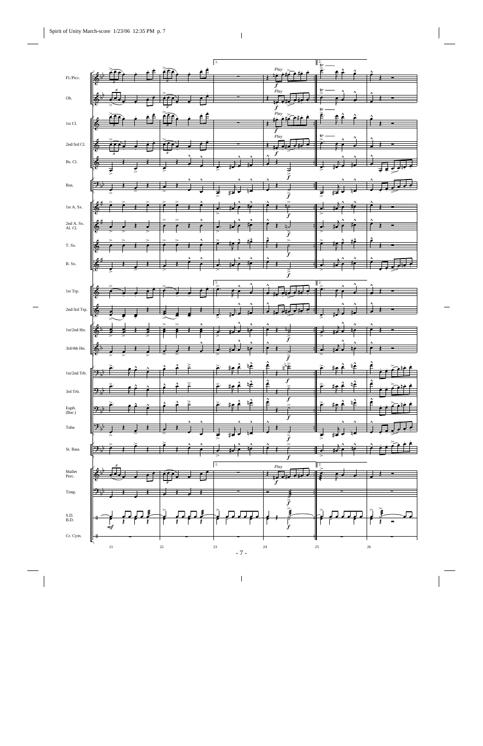Fl./Picc.

Ob.

1st Cl.

2nd/3rd Cl.

Bs. Cl.

Bsn.

1st A. Sx.

2nd A. Sx.
Al. Cl.

T. Sx.

B. Sx.

1st Trp.

2nd/3rd Trp.

1st/2nd Hn.

3rd/4th Hn.

1st/2nd Trb.

3rd Trb.

Euph.
(Bar.)

Tuba

St. Bass

Mallet
Perc.

Timp.

S.D.
B.D.

Cr. Cym.

1. Play *f*

2.

*mf*

21 22 23 24 25 26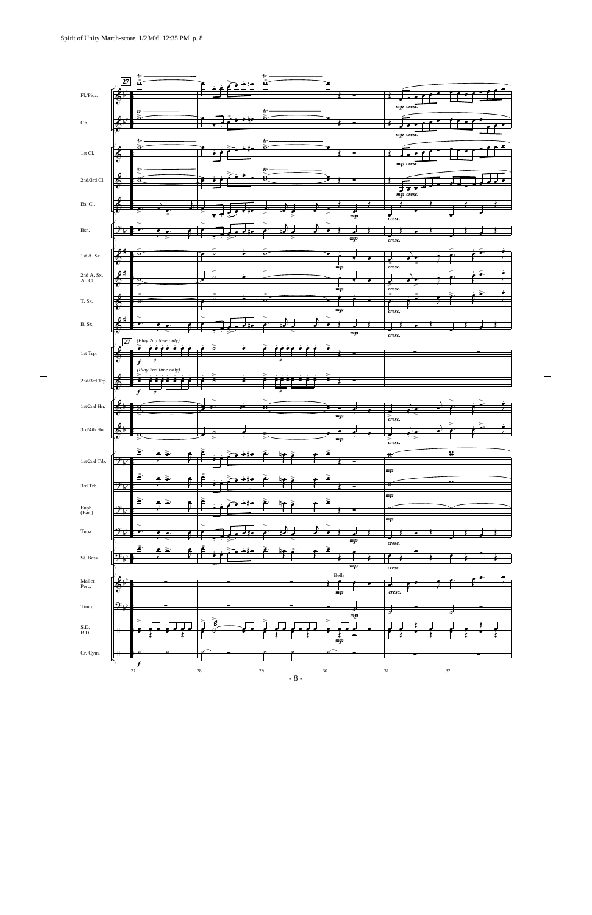27

Fl./Picc.

Ob.

1st Cl.

2nd/3rd Cl.

Bs. Cl.

Bsn.

1st A. Sx.

2nd A. Sx. Al. Cl.

T. Sx.

B. Sx.

*(Play 2nd time only)*

1st Trp.

*(Play 2nd time only)*

2nd/3rd Trp.

1st/2nd Hn.

3rd/4th Hn.

1st/2nd Trb.

3rd Trb.

Euph. (Bar.)

Tuba

St. Bass

Mallet Perc.

Bells

Timp.

S.D. B.D.

Cr. Cym.

*mp cresc.*

*mp*

*cresc.*

*f*

27 28 29 30 31 32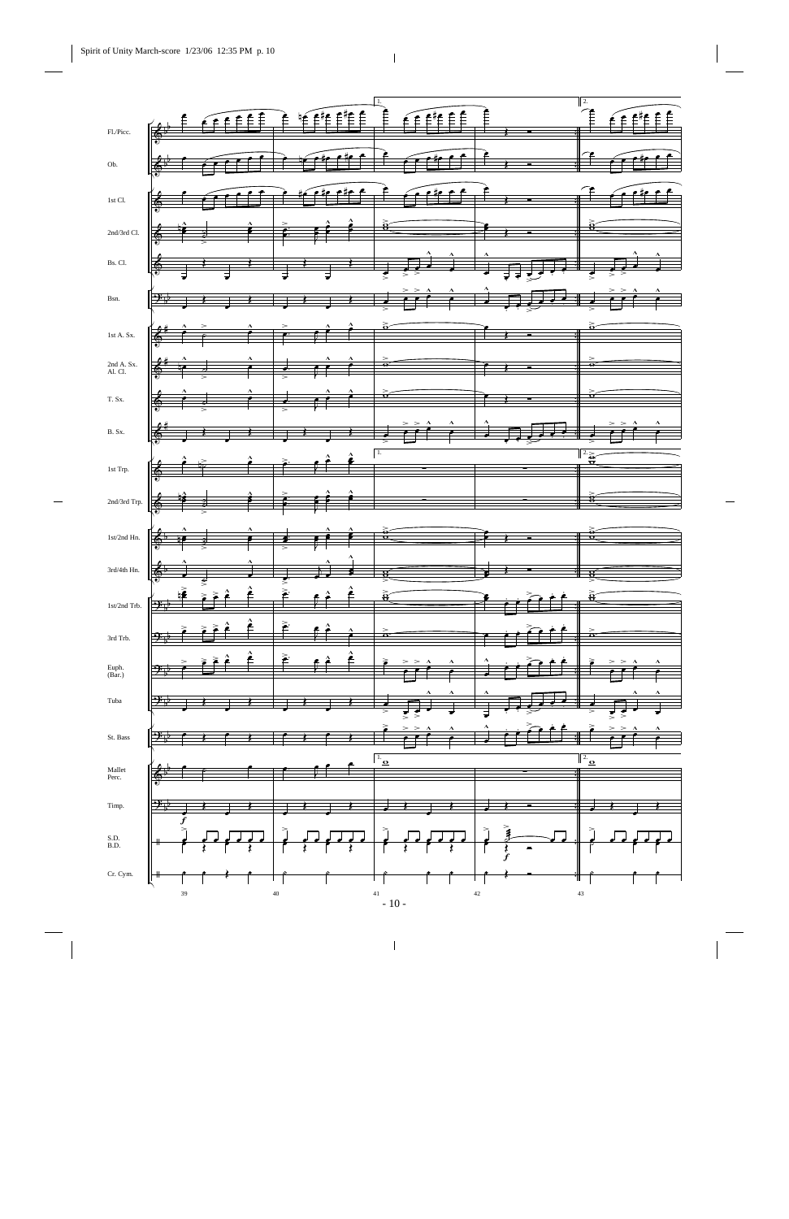Fl./Picc.

Ob.

1st Cl.

2nd/3rd Cl.

Bs. Cl.

Bsn.

1st A. Sx.

2nd A. Sx.
Al. Cl.

T. Sx.

B. Sx.

1st Trp.

2nd/3rd Trp.

1st/2nd Hn.

3rd/4th Hn.

1st/2nd Trb.

3rd Trb.

Euph.
(Bar.)

Tuba

St. Bass

Mallet
Perc.

Timp.

S.D.
B.D.

Cr. Cym.

39 40 41 42 43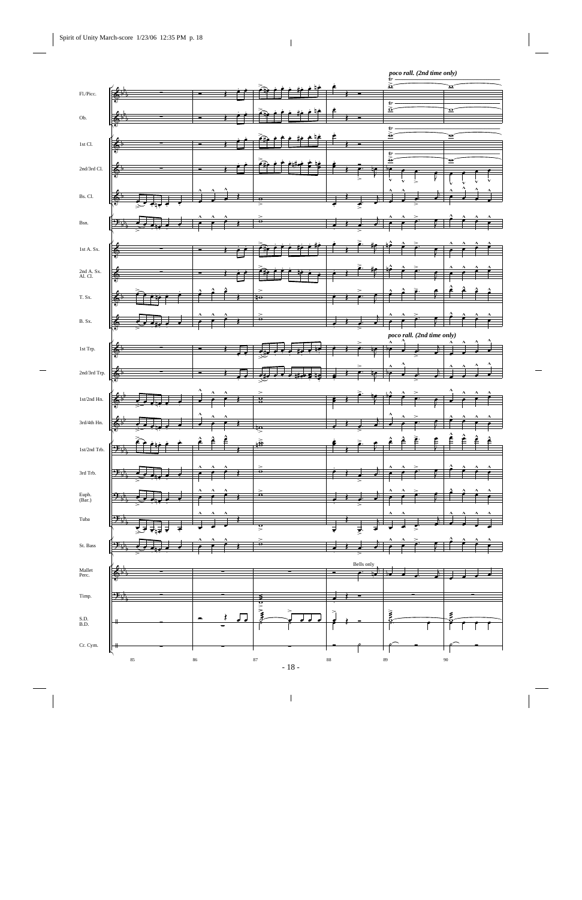*poco rall. (2nd time only)*

Fl./Picc.

Ob.

1st Cl.

2nd/3rd Cl.

Bs. Cl.

Bsn.

1st A. Sx.

2nd A. Sx. Al. Cl.

T. Sx.

B. Sx.

*poco rall. (2nd time only)*

1st Trp.

2nd/3rd Trp.

1st/2nd Hn.

3rd/4th Hn.

1st/2nd Trb.

3rd Trb.

Euph. (Bar.)

Tuba

St. Bass

Mallet Perc.

Bells only

Timp.

S.D. B.D.

Cr. Cym.

85 86 87 88 89 90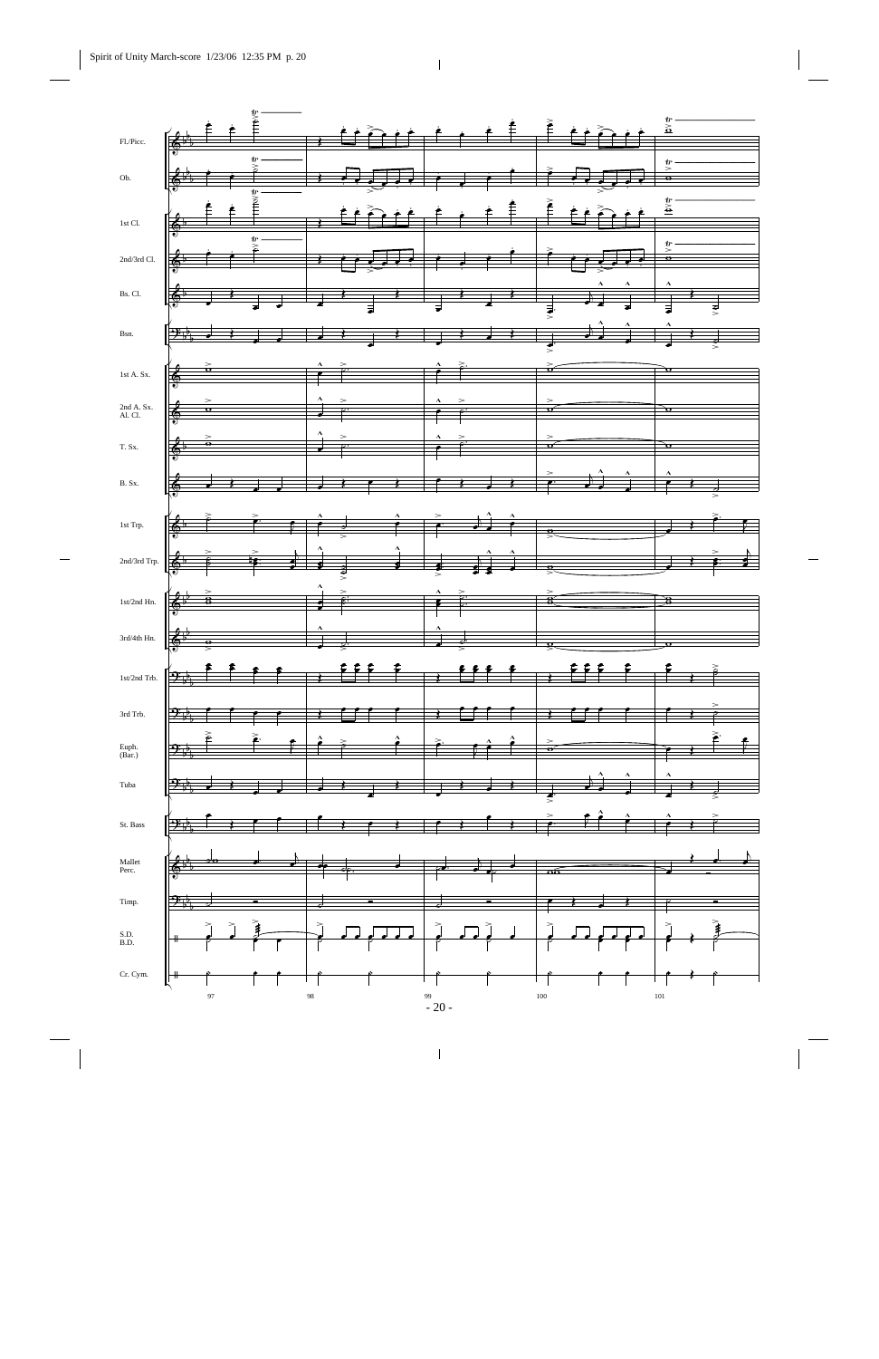Fl./Picc.

Ob.

1st Cl.

2nd/3rd Cl.

Bs. Cl.

Bsn.

1st A. Sx.

2nd A. Sx.
Al. Cl.

T. Sx.

B. Sx.

1st Trp.

2nd/3rd Trp.

1st/2nd Hn.

3rd/4th Hn.

1st/2nd Trb.

3rd Trb.

Euph.
(Bar.)

Tuba

St. Bass

Mallet
Perc.

Timp.

S.D.
B.D.

Cr. Cym.

97 98 99 100 101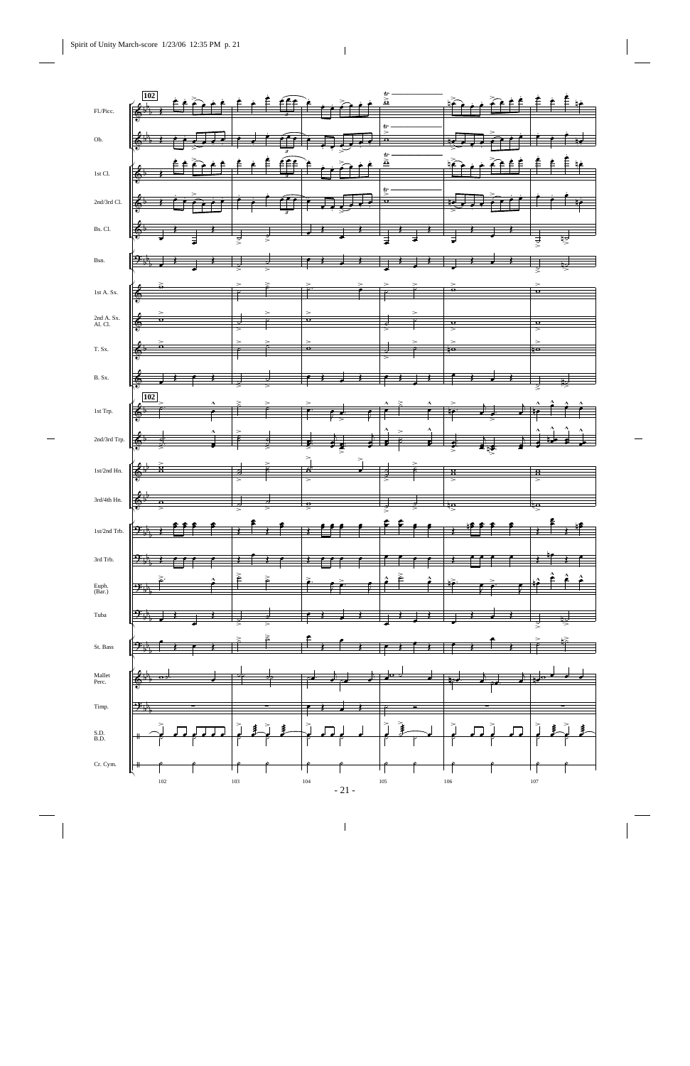102

Fl./Picc.

Ob.

1st Cl.

2nd/3rd Cl.

Bs. Cl.

Bsn.

1st A. Sx.

2nd A. Sx.
Al. Cl.

T. Sx.

B. Sx.

102

1st Trp.

2nd/3rd Trp.

1st/2nd Hn.

3rd/4th Hn.

1st/2nd Trb.

3rd Trb.

Euph.
(Bar.)

Tuba

St. Bass

Mallet
Perc.

Timp.

S.D.
B.D.

Cr. Cym.

102 103 104 105 106 107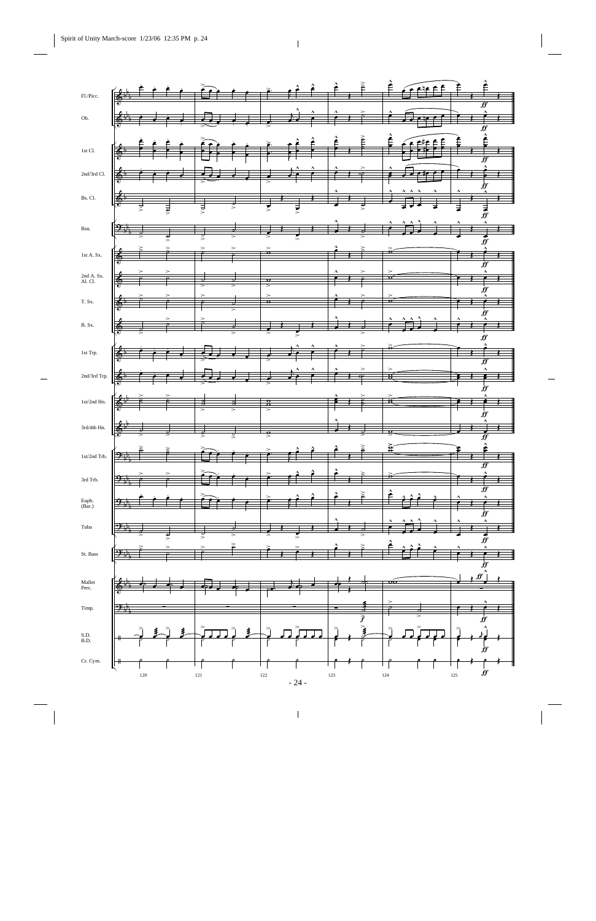Fl./Picc.

Ob.

1st Cl.

2nd/3rd Cl.

Bs. Cl.

Bsn.

1st A. Sx.

2nd A. Sx.
Al. Cl.

T. Sx.

B. Sx.

1st Trp.

2nd/3rd Trp.

1st/2nd Hn.

3rd/4th Hn.

1st/2nd Trb.

3rd Trb.

Euph.
(Bar.)

Tuba

St. Bass

Mallet
Perc.

Timp.

S.D.
B.D.

Cr. Cym.

120 121 122 123 124 125